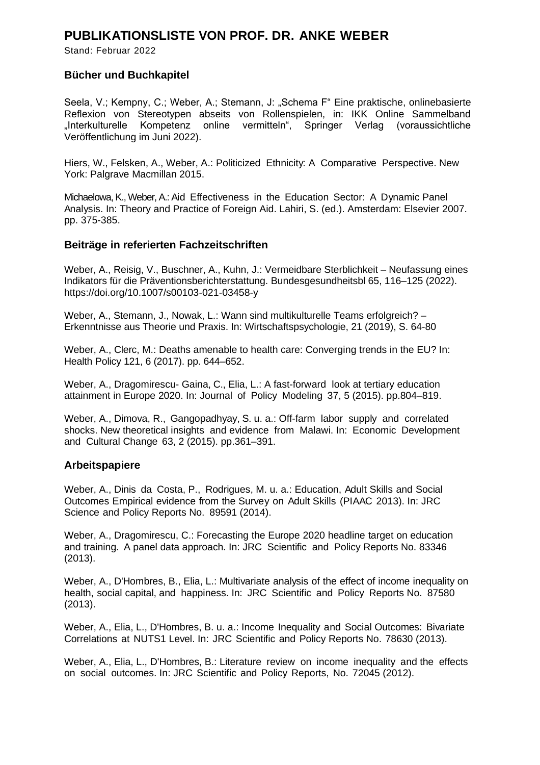# PUBLIKATIONSLISTE VON PROF. DR. ANKE WEBER

Stand: Februar 2022

## Bücher und Buchkapitel

Seela, V.; Kempny, C.; Weber, A.; Stemann, J: „Schema F" Eine praktische, onlinebasierte Reflexion von Stereotypen abseits von Rollenspielen, in: IKK Online Sammelband „Interkulturelle Kompetenz online vermitteln", Springer Verlag (voraussichtliche Veröffentlichung im Juni 2022).

Hiers, W., Felsken, A., Weber, A.: Politicized Ethnicity: A Comparative Perspective. New York: Palgrave Macmillan 2015.

Michaelowa, K., Weber, A.: Aid Effectiveness in the Education Sector: A Dynamic Panel Analysis. In: Theory and Practice of Foreign Aid. Lahiri, S. (ed.). Amsterdam: Elsevier 2007. pp. 375-385.

## Beiträge in referierten Fachzeitschriften

Weber, A., Reisig, V., Buschner, A., Kuhn, J.: Vermeidbare Sterblichkeit – Neufassung eines Indikators für die Präventionsberichterstattung. Bundesgesundheitsbl 65, 116–125 (2022). https://doi.org/10.1007/s00103-021-03458-y

Weber, A., Stemann, J., Nowak, L.: Wann sind multikulturelle Teams erfolgreich? – Erkenntnisse aus Theorie und Praxis. In: Wirtschaftspsychologie, 21 (2019), S. 64-80

Weber, A., Clerc, M.: Deaths amenable to health care: Converging trends in the EU? In: Health Policy 121, 6 (2017). pp. 644–652.

Weber, A., Dragomirescu- Gaina, C., Elia, L.: A fast-forward look at tertiary education attainment in Europe 2020. In: Journal of Policy Modeling 37, 5 (2015). pp.804–819.

Weber, A., Dimova, R., Gangopadhyay, S. u. a.: Off-farm labor supply and correlated shocks. New theoretical insights and evidence from Malawi. In: Economic Development and Cultural Change 63, 2 (2015). pp.361–391.

## Arbeitspapiere

Weber, A., Dinis da Costa, P., Rodrigues, M. u. a.: Education, Adult Skills and Social Outcomes Empirical evidence from the Survey on Adult Skills (PIAAC 2013). In: JRC Science and Policy Reports No. 89591 (2014).

Weber, A., Dragomirescu, C.: Forecasting the Europe 2020 headline target on education and training. A panel data approach. In: JRC Scientific and Policy Reports No. 83346 (2013).

Weber, A., D'Hombres, B., Elia, L.: Multivariate analysis of the effect of income inequality on health, social capital, and happiness. In: JRC Scientific and Policy Reports No. 87580 (2013).

Weber, A., Elia, L., D'Hombres, B. u. a.: Income Inequality and Social Outcomes: Bivariate Correlations at NUTS1 Level. In: JRC Scientific and Policy Reports No. 78630 (2013).

Weber, A., Elia, L., D'Hombres, B.: Literature review on income inequality and the effects on social outcomes. In: JRC Scientific and Policy Reports, No. 72045 (2012).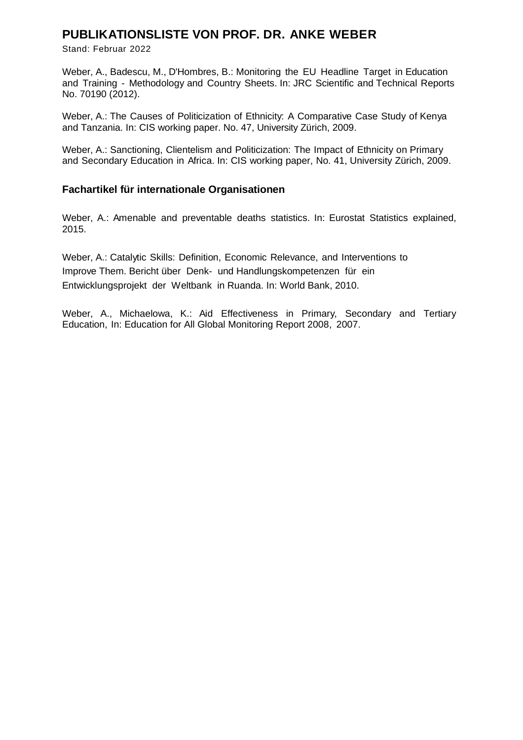# PUBLIKATIONSLISTE VON PROF. DR. ANKE WEBER

Stand: Februar 2022

Weber, A., Badescu, M., D'Hombres, B.: Monitoring the EU Headline Target in Education and Training - Methodology and Country Sheets. In: JRC Scientific and Technical Reports No. 70190 (2012).

Weber, A.: The Causes of Politicization of Ethnicity: A Comparative Case Study of Kenya and Tanzania. In: CIS working paper. No. 47, University Zürich, 2009.

Weber, A.: Sanctioning, Clientelism and Politicization: The Impact of Ethnicity on Primary and Secondary Education in Africa. In: CIS working paper, No. 41, University Zürich, 2009.

## Fachartikel für internationale Organisationen

Weber, A.: Amenable and preventable deaths statistics. In: Eurostat Statistics explained, 2015.

Weber, A.: Catalytic Skills: Definition, Economic Relevance, and Interventions to Improve Them. Bericht über Denk- und Handlungskompetenzen für ein Entwicklungsprojekt der Weltbank in Ruanda. In: World Bank, 2010.

Weber, A., Michaelowa, K.: Aid Effectiveness in Primary, Secondary and Tertiary Education, In: Education for All Global Monitoring Report 2008, 2007.